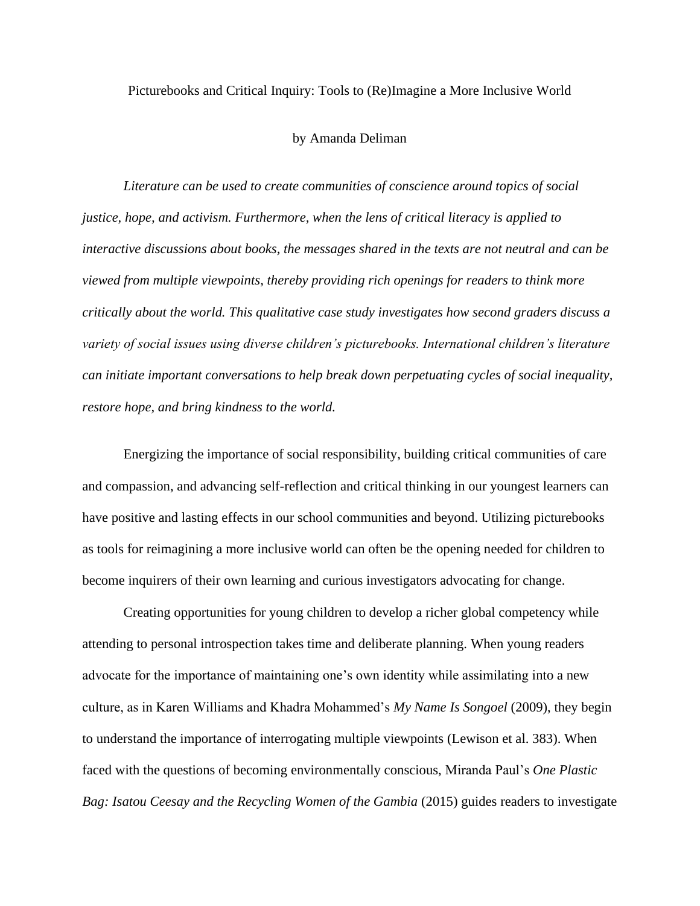# Picturebooks and Critical Inquiry: Tools to (Re)Imagine a More Inclusive World

by Amanda Deliman

*Literature can be used to create communities of conscience around topics of social justice, hope, and activism. Furthermore, when the lens of critical literacy is applied to interactive discussions about books, the messages shared in the texts are not neutral and can be viewed from multiple viewpoints, thereby providing rich openings for readers to think more critically about the world. This qualitative case study investigates how second graders discuss a variety of social issues using diverse children's picturebooks. International children's literature can initiate important conversations to help break down perpetuating cycles of social inequality, restore hope, and bring kindness to the world.*

Energizing the importance of social responsibility, building critical communities of care and compassion, and advancing self-reflection and critical thinking in our youngest learners can have positive and lasting effects in our school communities and beyond. Utilizing picturebooks as tools for reimagining a more inclusive world can often be the opening needed for children to become inquirers of their own learning and curious investigators advocating for change.

Creating opportunities for young children to develop a richer global competency while attending to personal introspection takes time and deliberate planning. When young readers advocate for the importance of maintaining one's own identity while assimilating into a new culture, as in Karen Williams and Khadra Mohammed's *My Name Is Songoel* (2009), they begin to understand the importance of interrogating multiple viewpoints (Lewison et al. 383). When faced with the questions of becoming environmentally conscious, Miranda Paul's *One Plastic Bag: Isatou Ceesay and the Recycling Women of the Gambia* (2015) guides readers to investigate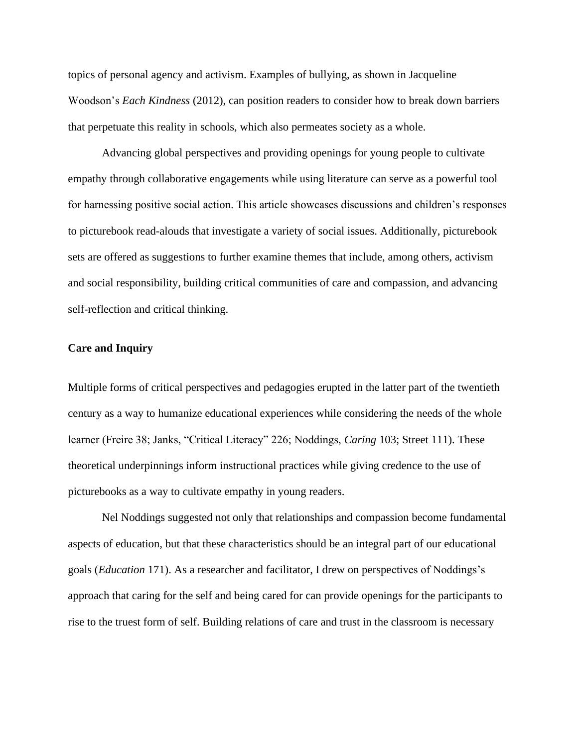topics of personal agency and activism. Examples of bullying, as shown in Jacqueline Woodson's *Each Kindness* (2012), can position readers to consider how to break down barriers that perpetuate this reality in schools, which also permeates society as a whole.

Advancing global perspectives and providing openings for young people to cultivate empathy through collaborative engagements while using literature can serve as a powerful tool for harnessing positive social action. This article showcases discussions and children's responses to picturebook read-alouds that investigate a variety of social issues. Additionally, picturebook sets are offered as suggestions to further examine themes that include, among others, activism and social responsibility, building critical communities of care and compassion, and advancing self-reflection and critical thinking.

**Care and Inquiry**

Multiple forms of critical perspectives and pedagogies erupted in the latter part of the twentieth century as a way to humanize educational experiences while considering the needs of the whole learner (Freire 38; Janks, "Critical Literacy" 226; Noddings, *Caring* 103; Street 111). These theoretical underpinnings inform instructional practices while giving credence to the use of picturebooks as a way to cultivate empathy in young readers.

Nel Noddings suggested not only that relationships and compassion become fundamental aspects of education, but that these characteristics should be an integral part of our educational goals (*Education* 171). As a researcher and facilitator, I drew on perspectives of Noddings's approach that caring for the self and being cared for can provide openings for the participants to rise to the truest form of self. Building relations of care and trust in the classroom is necessary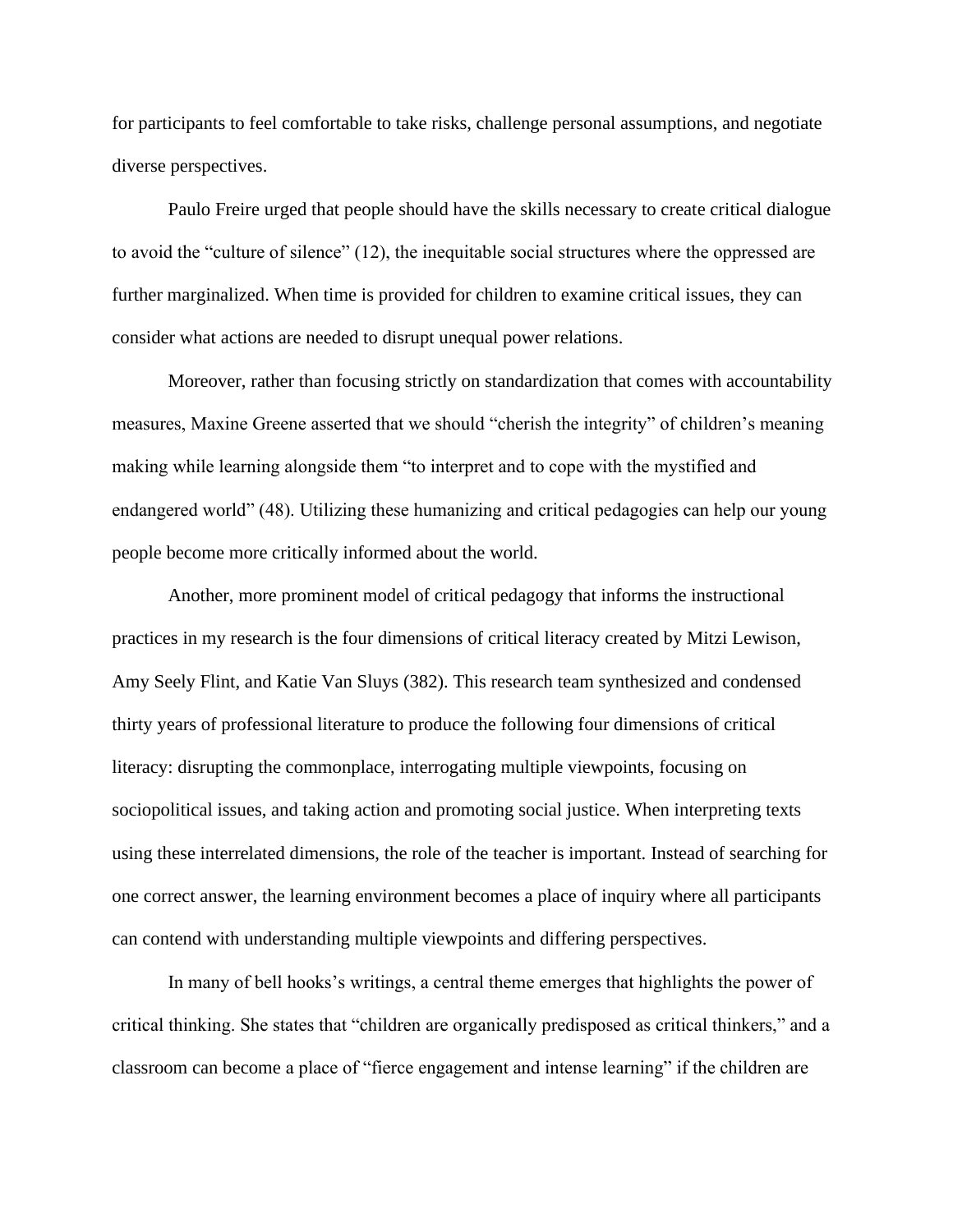for participants to feel comfortable to take risks, challenge personal assumptions, and negotiate diverse perspectives.

Paulo Freire urged that people should have the skills necessary to create critical dialogue to avoid the "culture of silence" (12), the inequitable social structures where the oppressed are further marginalized. When time is provided for children to examine critical issues, they can consider what actions are needed to disrupt unequal power relations.

Moreover, rather than focusing strictly on standardization that comes with accountability measures, Maxine Greene asserted that we should "cherish the integrity" of children's meaning making while learning alongside them "to interpret and to cope with the mystified and endangered world" (48). Utilizing these humanizing and critical pedagogies can help our young people become more critically informed about the world.

Another, more prominent model of critical pedagogy that informs the instructional practices in my research is the four dimensions of critical literacy created by Mitzi Lewison, Amy Seely Flint, and Katie Van Sluys (382). This research team synthesized and condensed thirty years of professional literature to produce the following four dimensions of critical literacy: disrupting the commonplace, interrogating multiple viewpoints, focusing on sociopolitical issues, and taking action and promoting social justice. When interpreting texts using these interrelated dimensions, the role of the teacher is important. Instead of searching for one correct answer, the learning environment becomes a place of inquiry where all participants can contend with understanding multiple viewpoints and differing perspectives.

In many of bell hooks's writings, a central theme emerges that highlights the power of critical thinking. She states that "children are organically predisposed as critical thinkers," and a classroom can become a place of "fierce engagement and intense learning" if the children are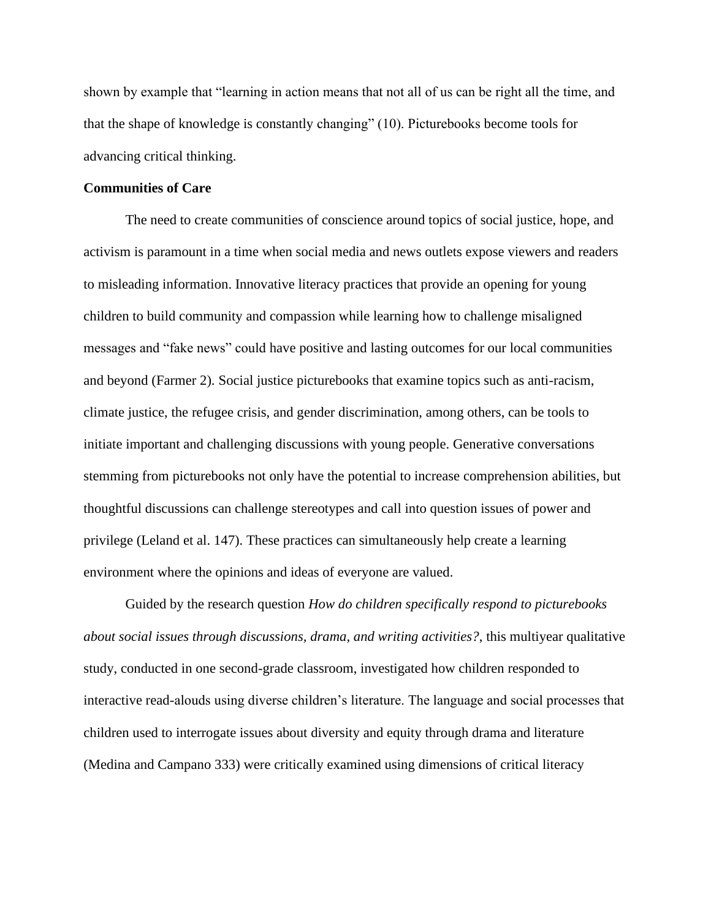shown by example that "learning in action means that not all of us can be right all the time, and that the shape of knowledge is constantly changing" (10). Picturebooks become tools for advancing critical thinking.

**Communities of Care**

The need to create communities of conscience around topics of social justice, hope, and activism is paramount in a time when social media and news outlets expose viewers and readers to misleading information. Innovative literacy practices that provide an opening for young children to build community and compassion while learning how to challenge misaligned messages and "fake news" could have positive and lasting outcomes for our local communities and beyond (Farmer 2). Social justice picturebooks that examine topics such as anti-racism, climate justice, the refugee crisis, and gender discrimination, among others, can be tools to initiate important and challenging discussions with young people. Generative conversations stemming from picturebooks not only have the potential to increase comprehension abilities, but thoughtful discussions can challenge stereotypes and call into question issues of power and privilege (Leland et al. 147). These practices can simultaneously help create a learning environment where the opinions and ideas of everyone are valued.

Guided by the research question *How do children specifically respond to picturebooks about social issues through discussions, drama, and writing activities?*, this multiyear qualitative study, conducted in one second-grade classroom, investigated how children responded to interactive read-alouds using diverse children's literature. The language and social processes that children used to interrogate issues about diversity and equity through drama and literature (Medina and Campano 333) were critically examined using dimensions of critical literacy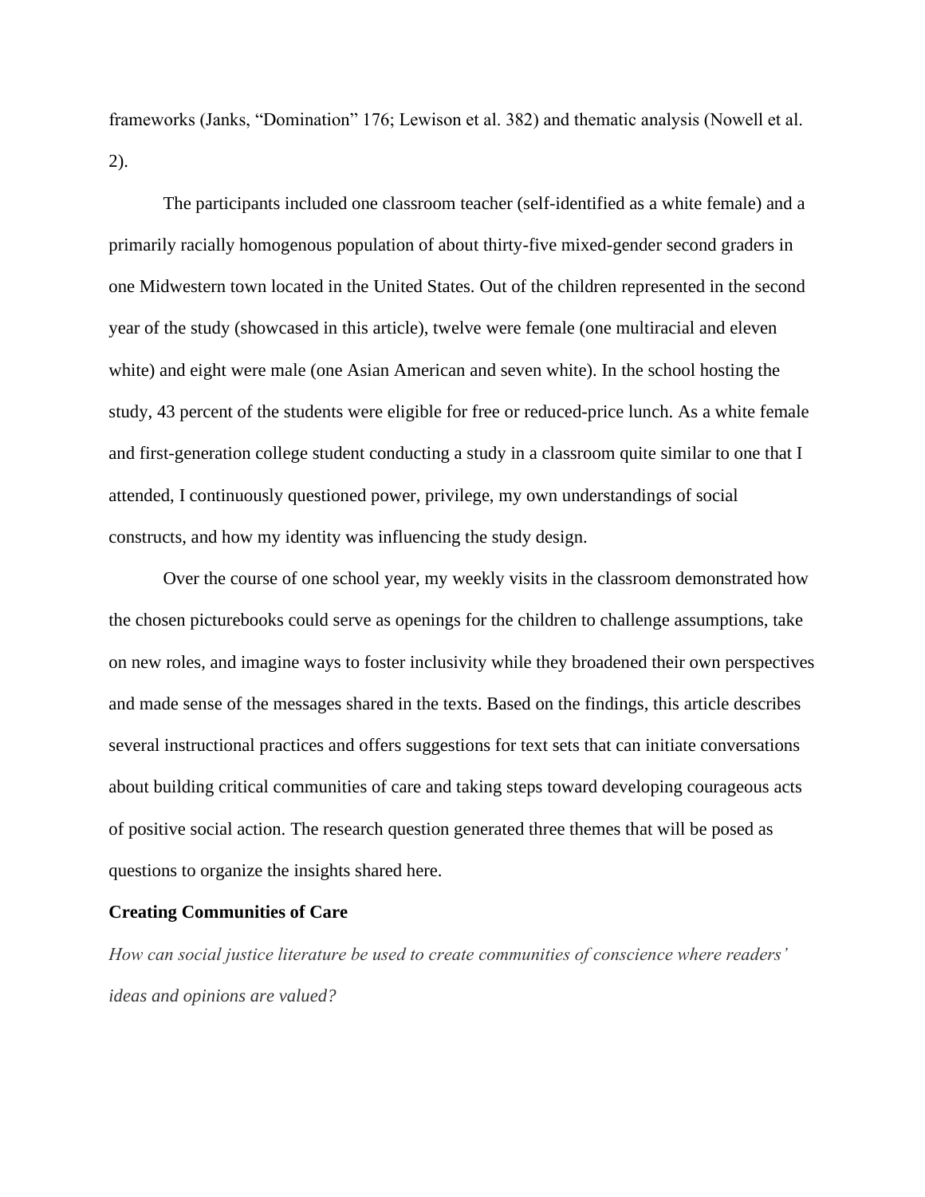frameworks (Janks, “Domination” 176; Lewison et al. 382) and thematic analysis (Nowell et al. 2).

The participants included one classroom teacher (self-identified as a white female) and a primarily racially homogenous population of about thirty-five mixed-gender second graders in one Midwestern town located in the United States. Out of the children represented in the second year of the study (showcased in this article), twelve were female (one multiracial and eleven white) and eight were male (one Asian American and seven white). In the school hosting the study, 43 percent of the students were eligible for free or reduced-price lunch. As a white female and first-generation college student conducting a study in a classroom quite similar to one that I attended, I continuously questioned power, privilege, my own understandings of social constructs, and how my identity was influencing the study design.

Over the course of one school year, my weekly visits in the classroom demonstrated how the chosen picturebooks could serve as openings for the children to challenge assumptions, take on new roles, and imagine ways to foster inclusivity while they broadened their own perspectives and made sense of the messages shared in the texts. Based on the findings, this article describes several instructional practices and offers suggestions for text sets that can initiate conversations about building critical communities of care and taking steps toward developing courageous acts of positive social action. The research question generated three themes that will be posed as questions to organize the insights shared here.

**Creating Communities of Care**

*How can social justice literature be used to create communities of conscience where readers’ ideas and opinions are valued?*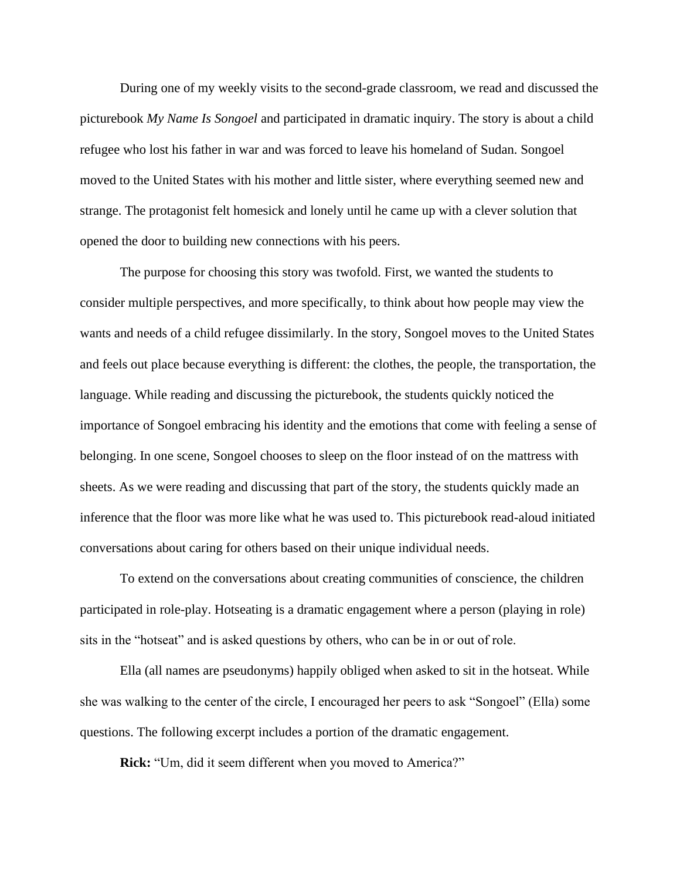During one of my weekly visits to the second-grade classroom, we read and discussed the picturebook *My Name Is Songoel* and participated in dramatic inquiry. The story is about a child refugee who lost his father in war and was forced to leave his homeland of Sudan. Songoel moved to the United States with his mother and little sister, where everything seemed new and strange. The protagonist felt homesick and lonely until he came up with a clever solution that opened the door to building new connections with his peers.

The purpose for choosing this story was twofold. First, we wanted the students to consider multiple perspectives, and more specifically, to think about how people may view the wants and needs of a child refugee dissimilarly. In the story, Songoel moves to the United States and feels out place because everything is different: the clothes, the people, the transportation, the language. While reading and discussing the picturebook, the students quickly noticed the importance of Songoel embracing his identity and the emotions that come with feeling a sense of belonging. In one scene, Songoel chooses to sleep on the floor instead of on the mattress with sheets. As we were reading and discussing that part of the story, the students quickly made an inference that the floor was more like what he was used to. This picturebook read-aloud initiated conversations about caring for others based on their unique individual needs.

To extend on the conversations about creating communities of conscience, the children participated in role-play. Hotseating is a dramatic engagement where a person (playing in role) sits in the "hotseat" and is asked questions by others, who can be in or out of role.

Ella (all names are pseudonyms) happily obliged when asked to sit in the hotseat. While she was walking to the center of the circle, I encouraged her peers to ask "Songoel" (Ella) some questions. The following excerpt includes a portion of the dramatic engagement.

**Rick:** "Um, did it seem different when you moved to America?"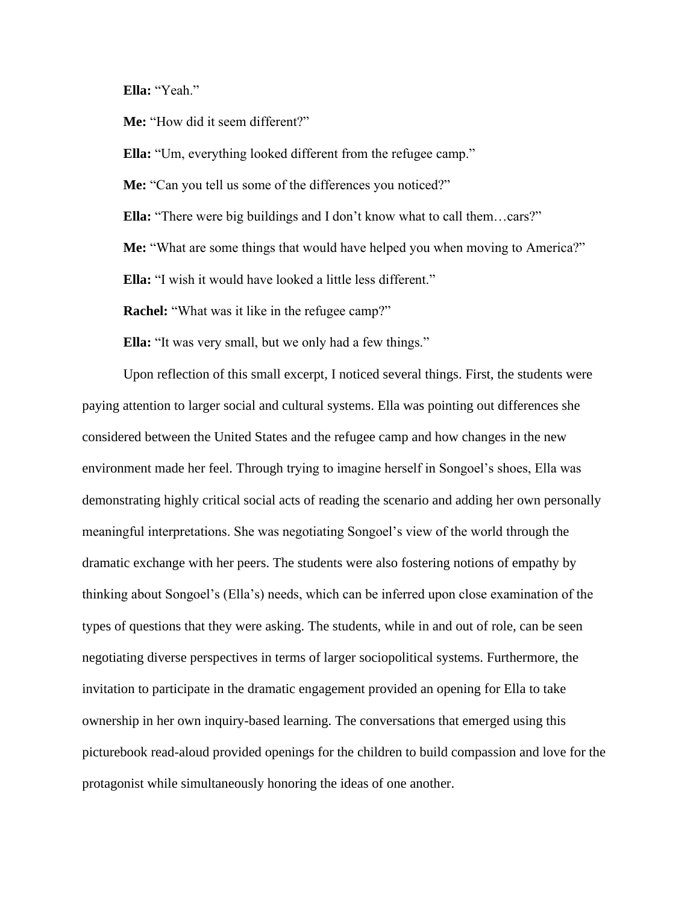**Ella:** "Yeah."

**Me:** "How did it seem different?"

**Ella:** "Um, everything looked different from the refugee camp."

**Me:** "Can you tell us some of the differences you noticed?"

**Ella:** "There were big buildings and I don't know what to call them…cars?"

**Me:** "What are some things that would have helped you when moving to America?"

**Ella:** "I wish it would have looked a little less different."

**Rachel:** "What was it like in the refugee camp?"

**Ella:** "It was very small, but we only had a few things."

Upon reflection of this small excerpt, I noticed several things. First, the students were paying attention to larger social and cultural systems. Ella was pointing out differences she considered between the United States and the refugee camp and how changes in the new environment made her feel. Through trying to imagine herself in Songoel's shoes, Ella was demonstrating highly critical social acts of reading the scenario and adding her own personally meaningful interpretations. She was negotiating Songoel's view of the world through the dramatic exchange with her peers. The students were also fostering notions of empathy by thinking about Songoel's (Ella's) needs, which can be inferred upon close examination of the types of questions that they were asking. The students, while in and out of role, can be seen negotiating diverse perspectives in terms of larger sociopolitical systems. Furthermore, the invitation to participate in the dramatic engagement provided an opening for Ella to take ownership in her own inquiry-based learning. The conversations that emerged using this picturebook read-aloud provided openings for the children to build compassion and love for the protagonist while simultaneously honoring the ideas of one another.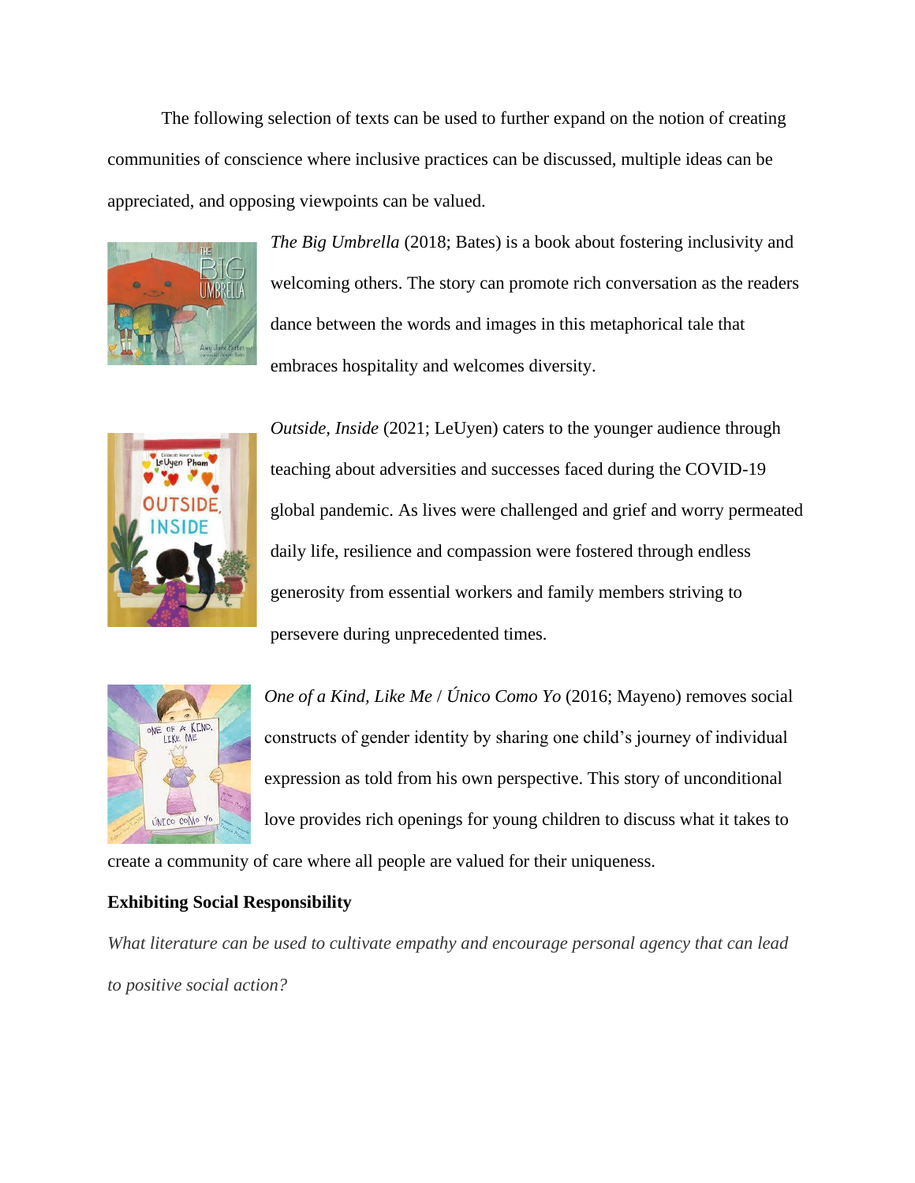The following selection of texts can be used to further expand on the notion of creating communities of conscience where inclusive practices can be discussed, multiple ideas can be appreciated, and opposing viewpoints can be valued.

*The Big Umbrella* (2018; Bates) is a book about fostering inclusivity and welcoming others. The story can promote rich conversation as the readers dance between the words and images in this metaphorical tale that embraces hospitality and welcomes diversity.

*Outside, Inside* (2021; LeUyen) caters to the younger audience through teaching about adversities and successes faced during the COVID-19 global pandemic. As lives were challenged and grief and worry permeated daily life, resilience and compassion were fostered through endless generosity from essential workers and family members striving to persevere during unprecedented times.

*One of a Kind, Like Me* / *Único Como Yo* (2016; Mayeno) removes social constructs of gender identity by sharing one child's journey of individual expression as told from his own perspective. This story of unconditional love provides rich openings for young children to discuss what it takes to create a community of care where all people are valued for their uniqueness.

**Exhibiting Social Responsibility**

*What literature can be used to cultivate empathy and encourage personal agency that can lead to positive social action?*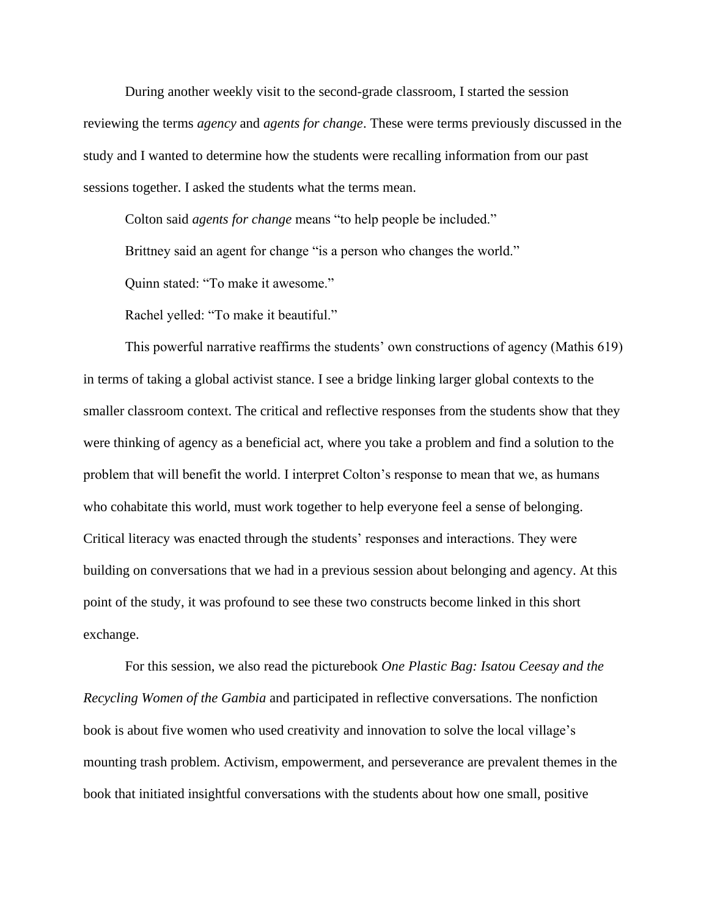During another weekly visit to the second-grade classroom, I started the session reviewing the terms *agency* and *agents for change*. These were terms previously discussed in the study and I wanted to determine how the students were recalling information from our past sessions together. I asked the students what the terms mean.

Colton said *agents for change* means "to help people be included."

Brittney said an agent for change "is a person who changes the world."

Quinn stated: "To make it awesome."

Rachel yelled: "To make it beautiful."

This powerful narrative reaffirms the students' own constructions of agency (Mathis 619) in terms of taking a global activist stance. I see a bridge linking larger global contexts to the smaller classroom context. The critical and reflective responses from the students show that they were thinking of agency as a beneficial act, where you take a problem and find a solution to the problem that will benefit the world. I interpret Colton's response to mean that we, as humans who cohabitate this world, must work together to help everyone feel a sense of belonging. Critical literacy was enacted through the students' responses and interactions. They were building on conversations that we had in a previous session about belonging and agency. At this point of the study, it was profound to see these two constructs become linked in this short exchange.

For this session, we also read the picturebook *One Plastic Bag: Isatou Ceesay and the Recycling Women of the Gambia* and participated in reflective conversations. The nonfiction book is about five women who used creativity and innovation to solve the local village's mounting trash problem. Activism, empowerment, and perseverance are prevalent themes in the book that initiated insightful conversations with the students about how one small, positive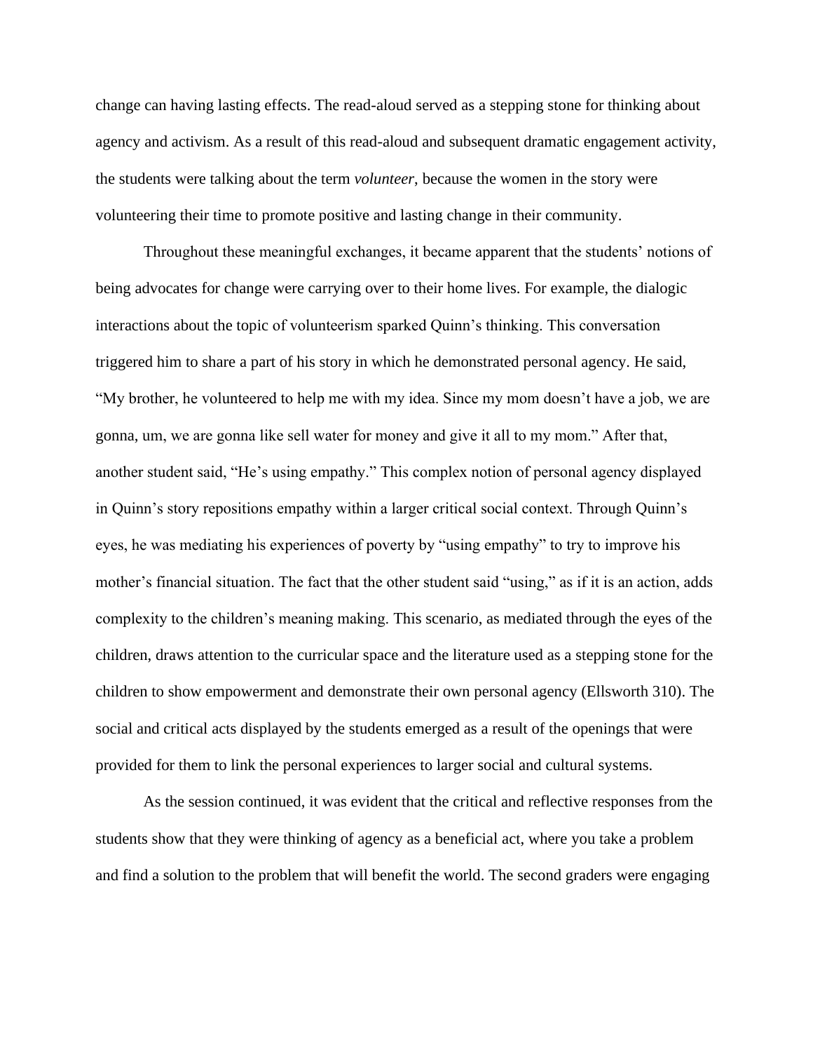change can having lasting effects. The read-aloud served as a stepping stone for thinking about agency and activism. As a result of this read-aloud and subsequent dramatic engagement activity, the students were talking about the term *volunteer*, because the women in the story were volunteering their time to promote positive and lasting change in their community.

Throughout these meaningful exchanges, it became apparent that the students' notions of being advocates for change were carrying over to their home lives. For example, the dialogic interactions about the topic of volunteerism sparked Quinn's thinking. This conversation triggered him to share a part of his story in which he demonstrated personal agency. He said, "My brother, he volunteered to help me with my idea. Since my mom doesn't have a job, we are gonna, um, we are gonna like sell water for money and give it all to my mom." After that, another student said, "He's using empathy." This complex notion of personal agency displayed in Quinn's story repositions empathy within a larger critical social context. Through Quinn's eyes, he was mediating his experiences of poverty by "using empathy" to try to improve his mother's financial situation. The fact that the other student said "using," as if it is an action, adds complexity to the children's meaning making. This scenario, as mediated through the eyes of the children, draws attention to the curricular space and the literature used as a stepping stone for the children to show empowerment and demonstrate their own personal agency (Ellsworth 310). The social and critical acts displayed by the students emerged as a result of the openings that were provided for them to link the personal experiences to larger social and cultural systems.

As the session continued, it was evident that the critical and reflective responses from the students show that they were thinking of agency as a beneficial act, where you take a problem and find a solution to the problem that will benefit the world. The second graders were engaging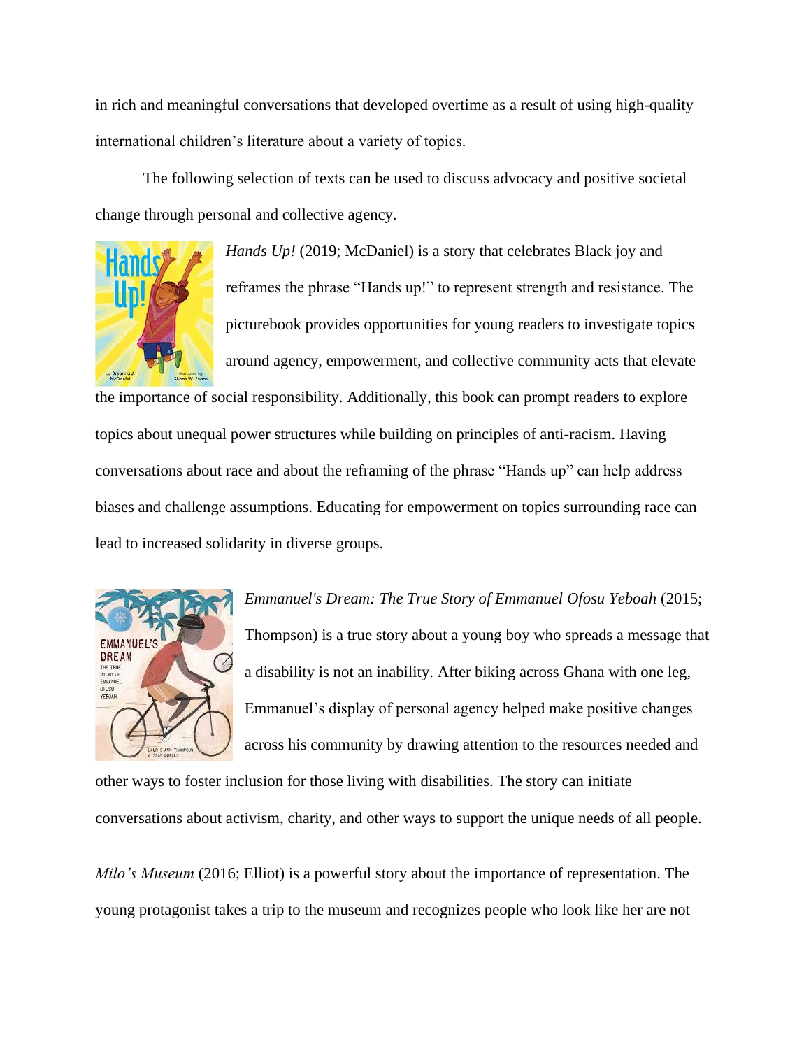in rich and meaningful conversations that developed overtime as a result of using high-quality international children's literature about a variety of topics.

The following selection of texts can be used to discuss advocacy and positive societal change through personal and collective agency.

*Hands Up!* (2019; McDaniel) is a story that celebrates Black joy and reframes the phrase "Hands up!" to represent strength and resistance. The picturebook provides opportunities for young readers to investigate topics around agency, empowerment, and collective community acts that elevate the importance of social responsibility. Additionally, this book can prompt readers to explore topics about unequal power structures while building on principles of anti-racism. Having conversations about race and about the reframing of the phrase "Hands up" can help address biases and challenge assumptions. Educating for empowerment on topics surrounding race can lead to increased solidarity in diverse groups.

*Emmanuel's Dream: The True Story of Emmanuel Ofosu Yeboah* (2015; Thompson) is a true story about a young boy who spreads a message that a disability is not an inability. After biking across Ghana with one leg, Emmanuel's display of personal agency helped make positive changes across his community by drawing attention to the resources needed and other ways to foster inclusion for those living with disabilities. The story can initiate conversations about activism, charity, and other ways to support the unique needs of all people.

*Milo's Museum* (2016; Elliot) is a powerful story about the importance of representation. The young protagonist takes a trip to the museum and recognizes people who look like her are not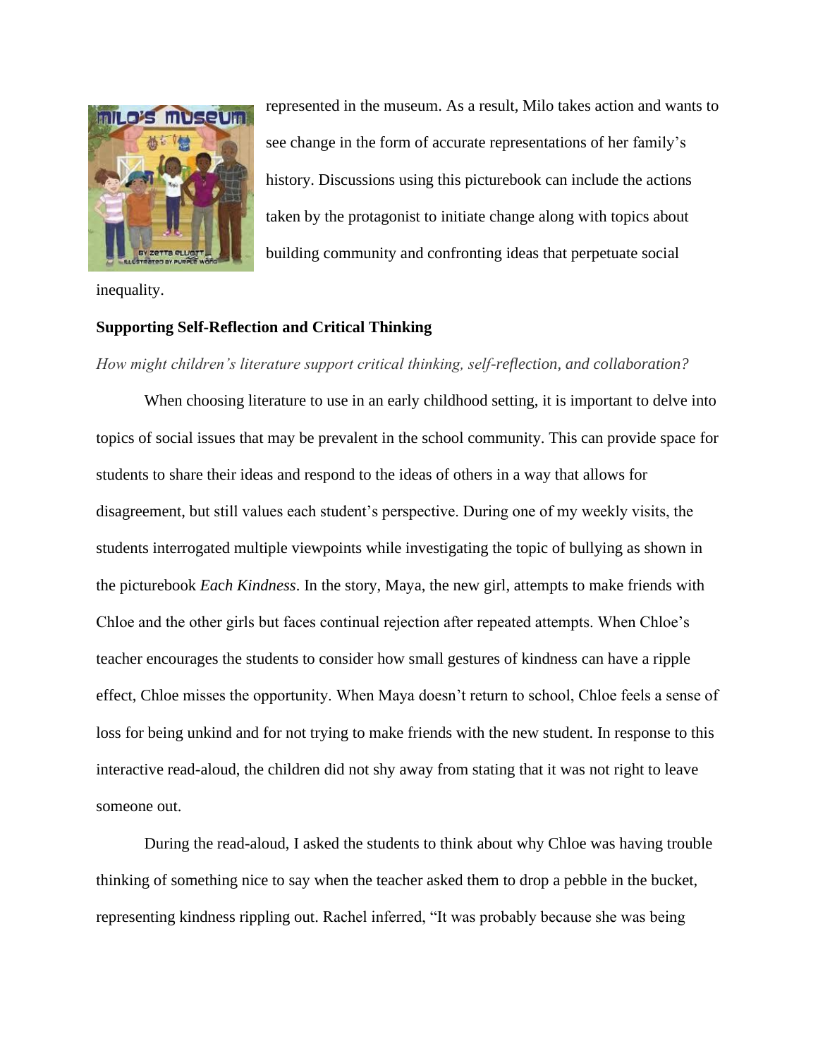represented in the museum. As a result, Milo takes action and wants to see change in the form of accurate representations of her family's history. Discussions using this picturebook can include the actions taken by the protagonist to initiate change along with topics about building community and confronting ideas that perpetuate social inequality.

**Supporting Self-Reflection and Critical Thinking**

*How might children's literature support critical thinking, self-reflection, and collaboration?*

When choosing literature to use in an early childhood setting, it is important to delve into topics of social issues that may be prevalent in the school community. This can provide space for students to share their ideas and respond to the ideas of others in a way that allows for disagreement, but still values each student's perspective. During one of my weekly visits, the students interrogated multiple viewpoints while investigating the topic of bullying as shown in the picturebook *Each Kindness*. In the story, Maya, the new girl, attempts to make friends with Chloe and the other girls but faces continual rejection after repeated attempts. When Chloe's teacher encourages the students to consider how small gestures of kindness can have a ripple effect, Chloe misses the opportunity. When Maya doesn't return to school, Chloe feels a sense of loss for being unkind and for not trying to make friends with the new student. In response to this interactive read-aloud, the children did not shy away from stating that it was not right to leave someone out.

During the read-aloud, I asked the students to think about why Chloe was having trouble thinking of something nice to say when the teacher asked them to drop a pebble in the bucket, representing kindness rippling out. Rachel inferred, "It was probably because she was being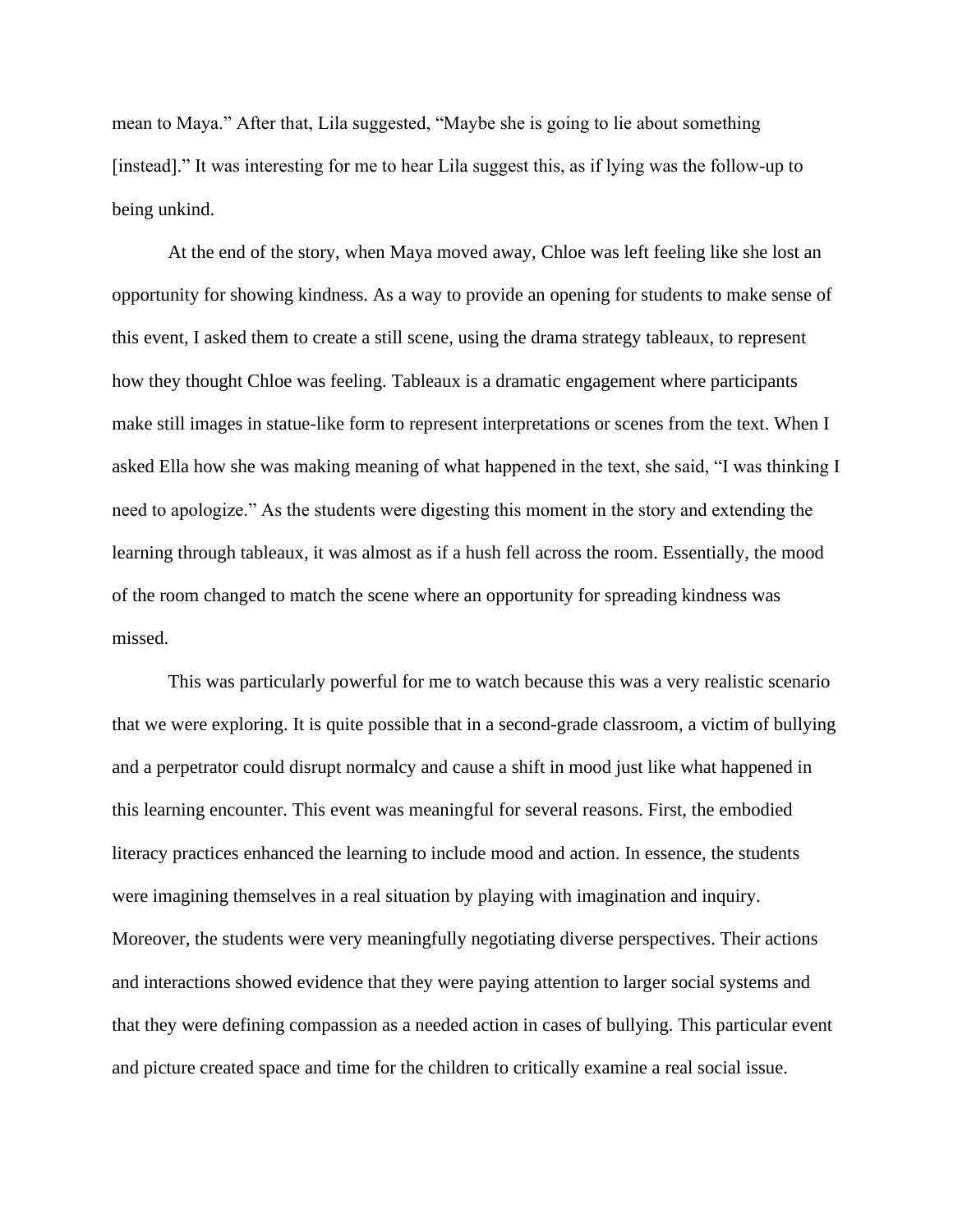mean to Maya." After that, Lila suggested, "Maybe she is going to lie about something [instead]." It was interesting for me to hear Lila suggest this, as if lying was the follow-up to being unkind.

At the end of the story, when Maya moved away, Chloe was left feeling like she lost an opportunity for showing kindness. As a way to provide an opening for students to make sense of this event, I asked them to create a still scene, using the drama strategy tableaux, to represent how they thought Chloe was feeling. Tableaux is a dramatic engagement where participants make still images in statue-like form to represent interpretations or scenes from the text. When I asked Ella how she was making meaning of what happened in the text, she said, "I was thinking I need to apologize." As the students were digesting this moment in the story and extending the learning through tableaux, it was almost as if a hush fell across the room. Essentially, the mood of the room changed to match the scene where an opportunity for spreading kindness was missed.

This was particularly powerful for me to watch because this was a very realistic scenario that we were exploring. It is quite possible that in a second-grade classroom, a victim of bullying and a perpetrator could disrupt normalcy and cause a shift in mood just like what happened in this learning encounter. This event was meaningful for several reasons. First, the embodied literacy practices enhanced the learning to include mood and action. In essence, the students were imagining themselves in a real situation by playing with imagination and inquiry. Moreover, the students were very meaningfully negotiating diverse perspectives. Their actions and interactions showed evidence that they were paying attention to larger social systems and that they were defining compassion as a needed action in cases of bullying. This particular event and picture created space and time for the children to critically examine a real social issue.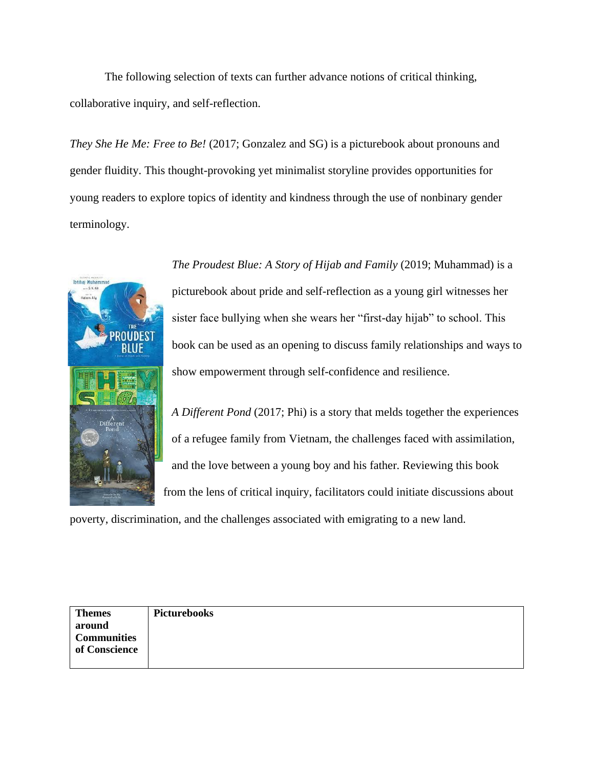The following selection of texts can further advance notions of critical thinking, collaborative inquiry, and self-reflection.

*They She He Me: Free to Be!* (2017; Gonzalez and SG) is a picturebook about pronouns and gender fluidity. This thought-provoking yet minimalist storyline provides opportunities for young readers to explore topics of identity and kindness through the use of nonbinary gender terminology.

*The Proudest Blue: A Story of Hijab and Family* (2019; Muhammad) is a picturebook about pride and self-reflection as a young girl witnesses her sister face bullying when she wears her "first-day hijab" to school. This book can be used as an opening to discuss family relationships and ways to show empowerment through self-confidence and resilience.

*A Different Pond* (2017; Phi) is a story that melds together the experiences of a refugee family from Vietnam, the challenges faced with assimilation, and the love between a young boy and his father. Reviewing this book from the lens of critical inquiry, facilitators could initiate discussions about poverty, discrimination, and the challenges associated with emigrating to a new land.

| **Themes around Communities of Conscience** | **Picturebooks** |
| --- | --- |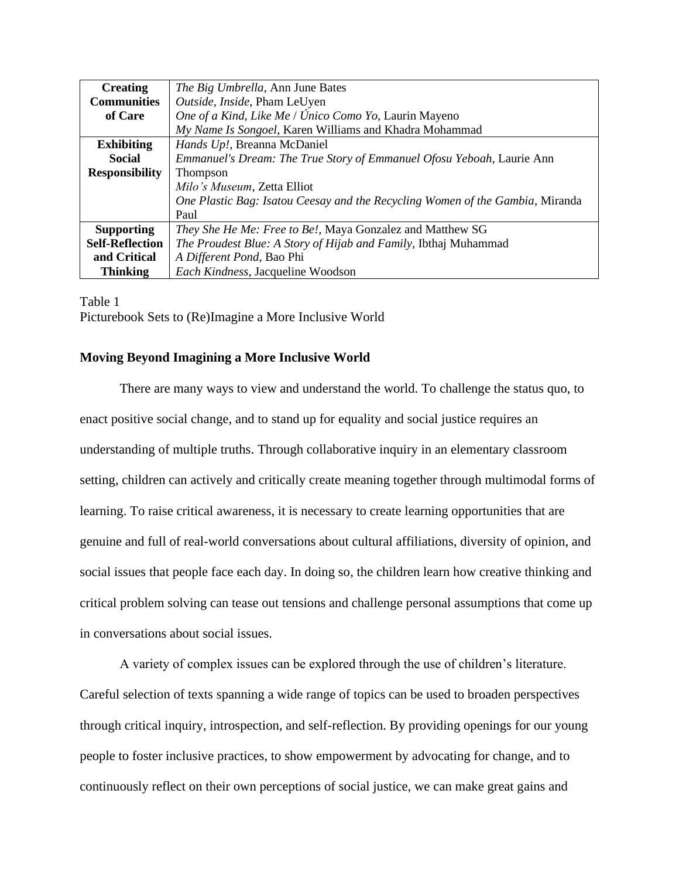| | |
|---|---|
| **Creating Communities of Care** | *The Big Umbrella*, Ann June Bates<br>*Outside, Inside*, Pham LeUyen<br>*One of a Kind, Like Me / Único Como Yo*, Laurin Mayeno<br>*My Name Is Songoel*, Karen Williams and Khadra Mohammad |
| **Exhibiting Social Responsibility** | *Hands Up!*, Breanna McDaniel<br>*Emmanuel's Dream: The True Story of Emmanuel Ofosu Yeboah*, Laurie Ann Thompson<br>*Milo's Museum*, Zetta Elliot<br>*One Plastic Bag: Isatou Ceesay and the Recycling Women of the Gambia*, Miranda Paul |
| **Supporting Self-Reflection and Critical Thinking** | *They She He Me: Free to Be!*, Maya Gonzalez and Matthew SG<br>*The Proudest Blue: A Story of Hijab and Family*, Ibthaj Muhammad<br>*A Different Pond*, Bao Phi<br>*Each Kindness*, Jacqueline Woodson |

Table 1
Picturebook Sets to (Re)Imagine a More Inclusive World

### Moving Beyond Imagining a More Inclusive World

There are many ways to view and understand the world. To challenge the status quo, to enact positive social change, and to stand up for equality and social justice requires an understanding of multiple truths. Through collaborative inquiry in an elementary classroom setting, children can actively and critically create meaning together through multimodal forms of learning. To raise critical awareness, it is necessary to create learning opportunities that are genuine and full of real-world conversations about cultural affiliations, diversity of opinion, and social issues that people face each day. In doing so, the children learn how creative thinking and critical problem solving can tease out tensions and challenge personal assumptions that come up in conversations about social issues.

A variety of complex issues can be explored through the use of children's literature. Careful selection of texts spanning a wide range of topics can be used to broaden perspectives through critical inquiry, introspection, and self-reflection. By providing openings for our young people to foster inclusive practices, to show empowerment by advocating for change, and to continuously reflect on their own perceptions of social justice, we can make great gains and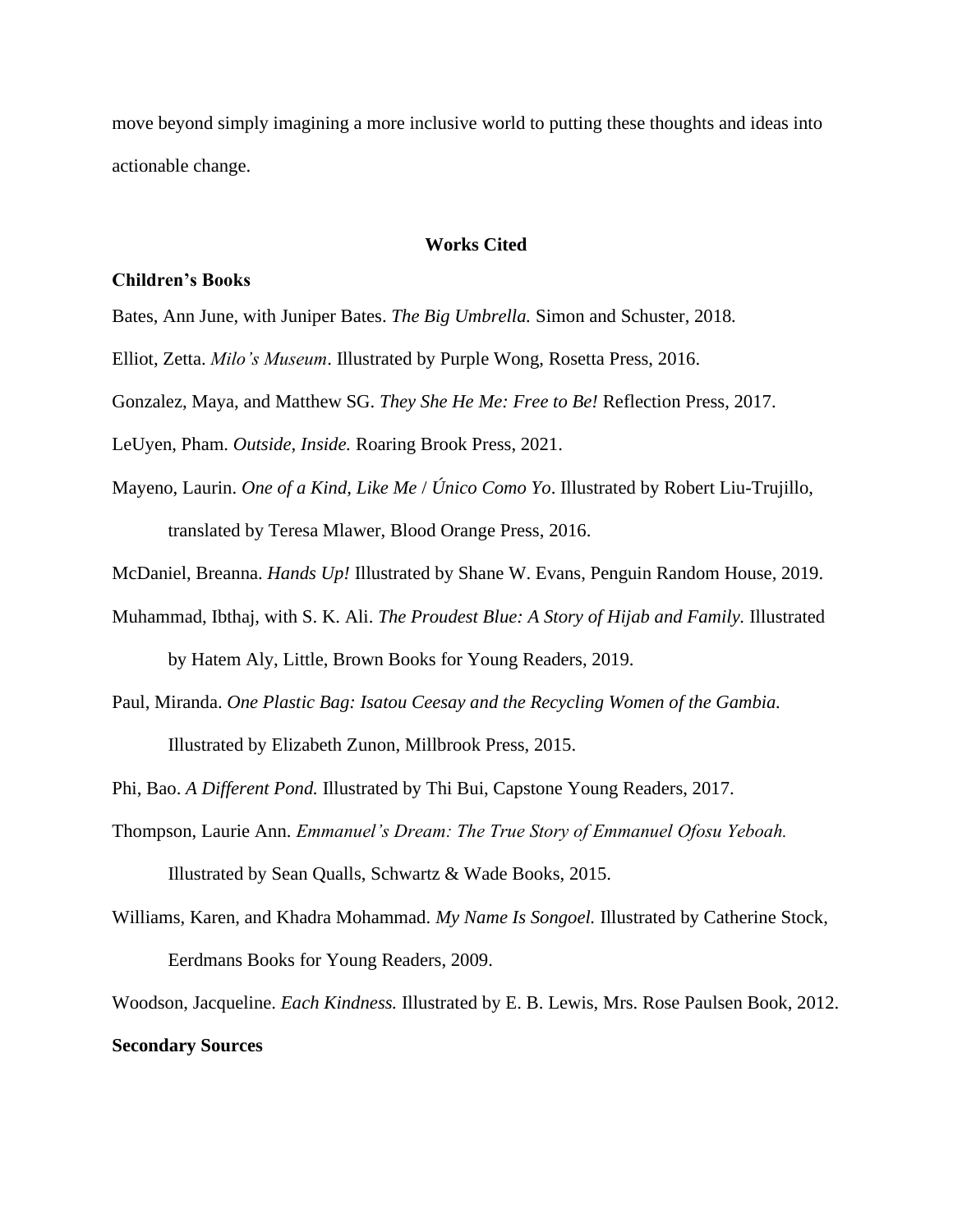move beyond simply imagining a more inclusive world to putting these thoughts and ideas into actionable change.

## Works Cited

### Children's Books

Bates, Ann June, with Juniper Bates. *The Big Umbrella.* Simon and Schuster, 2018.

Elliot, Zetta. *Milo's Museum*. Illustrated by Purple Wong, Rosetta Press, 2016.

Gonzalez, Maya, and Matthew SG. *They She He Me: Free to Be!* Reflection Press, 2017.

LeUyen, Pham. *Outside, Inside.* Roaring Brook Press, 2021.

Mayeno, Laurin. *One of a Kind, Like Me* / *Único Como Yo*. Illustrated by Robert Liu-Trujillo, translated by Teresa Mlawer, Blood Orange Press, 2016.

McDaniel, Breanna. *Hands Up!* Illustrated by Shane W. Evans, Penguin Random House, 2019.

Muhammad, Ibthaj, with S. K. Ali. *The Proudest Blue: A Story of Hijab and Family.* Illustrated by Hatem Aly, Little, Brown Books for Young Readers, 2019.

Paul, Miranda. *One Plastic Bag: Isatou Ceesay and the Recycling Women of the Gambia.* Illustrated by Elizabeth Zunon, Millbrook Press, 2015.

Phi, Bao. *A Different Pond.* Illustrated by Thi Bui, Capstone Young Readers, 2017.

Thompson, Laurie Ann. *Emmanuel's Dream: The True Story of Emmanuel Ofosu Yeboah.* Illustrated by Sean Qualls, Schwartz & Wade Books, 2015.

Williams, Karen, and Khadra Mohammad. *My Name Is Songoel.* Illustrated by Catherine Stock, Eerdmans Books for Young Readers, 2009.

Woodson, Jacqueline. *Each Kindness.* Illustrated by E. B. Lewis, Mrs. Rose Paulsen Book, 2012.

### Secondary Sources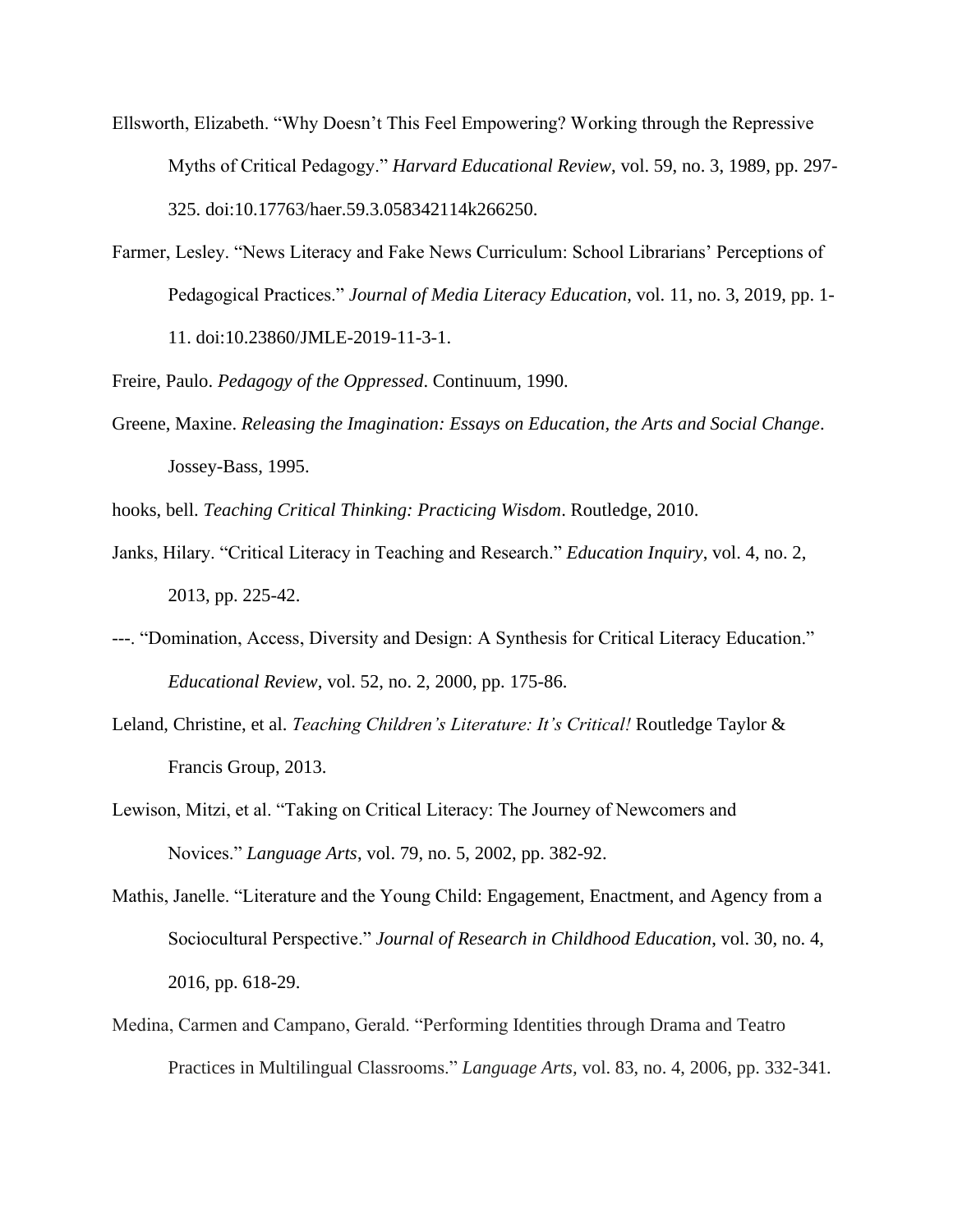Ellsworth, Elizabeth. "Why Doesn't This Feel Empowering? Working through the Repressive Myths of Critical Pedagogy." *Harvard Educational Review*, vol. 59, no. 3, 1989, pp. 297-325. doi:10.17763/haer.59.3.058342114k266250.

Farmer, Lesley. "News Literacy and Fake News Curriculum: School Librarians' Perceptions of Pedagogical Practices." *Journal of Media Literacy Education*, vol. 11, no. 3, 2019, pp. 1-11. doi:10.23860/JMLE-2019-11-3-1.

Freire, Paulo. *Pedagogy of the Oppressed*. Continuum, 1990.

Greene, Maxine. *Releasing the Imagination: Essays on Education, the Arts and Social Change*. Jossey-Bass, 1995.

hooks, bell. *Teaching Critical Thinking: Practicing Wisdom*. Routledge, 2010.

Janks, Hilary. "Critical Literacy in Teaching and Research." *Education Inquiry*, vol. 4, no. 2, 2013, pp. 225-42.

---. "Domination, Access, Diversity and Design: A Synthesis for Critical Literacy Education." *Educational Review*, vol. 52, no. 2, 2000, pp. 175-86.

Leland, Christine, et al. *Teaching Children's Literature: It's Critical!* Routledge Taylor & Francis Group, 2013.

Lewison, Mitzi, et al. "Taking on Critical Literacy: The Journey of Newcomers and Novices." *Language Arts*, vol. 79, no. 5, 2002, pp. 382-92.

Mathis, Janelle. "Literature and the Young Child: Engagement, Enactment, and Agency from a Sociocultural Perspective." *Journal of Research in Childhood Education*, vol. 30, no. 4, 2016, pp. 618-29.

Medina, Carmen and Campano, Gerald. "Performing Identities through Drama and Teatro Practices in Multilingual Classrooms." *Language Arts*, vol. 83, no. 4, 2006, pp. 332-341.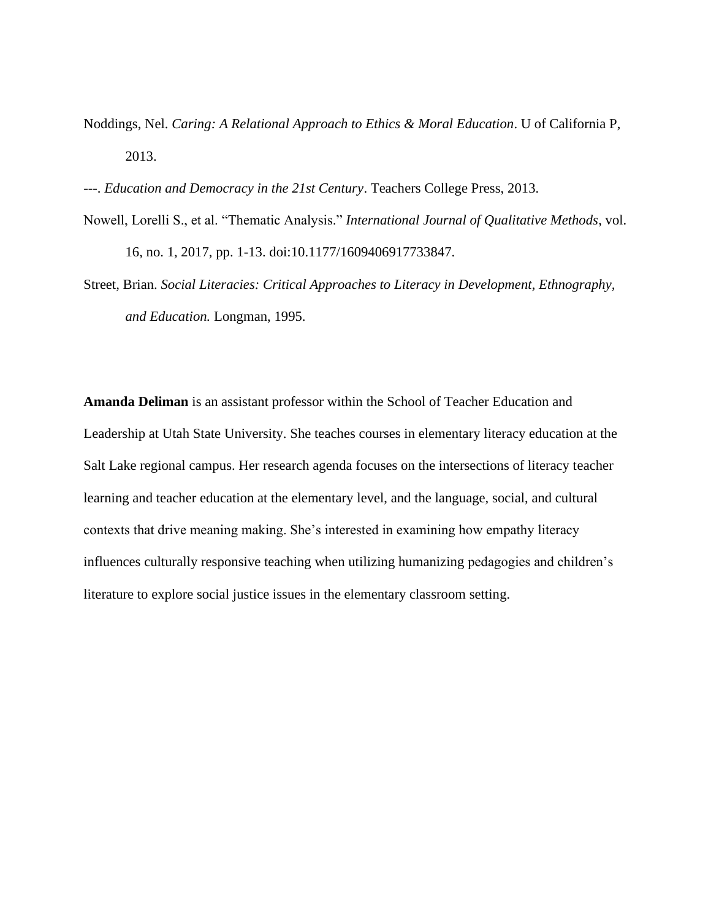Noddings, Nel. *Caring: A Relational Approach to Ethics & Moral Education*. U of California P, 2013.

---. *Education and Democracy in the 21st Century*. Teachers College Press, 2013.

Nowell, Lorelli S., et al. "Thematic Analysis." *International Journal of Qualitative Methods*, vol. 16, no. 1, 2017, pp. 1-13. doi:10.1177/1609406917733847.

Street, Brian. *Social Literacies: Critical Approaches to Literacy in Development, Ethnography, and Education.* Longman, 1995.

**Amanda Deliman** is an assistant professor within the School of Teacher Education and Leadership at Utah State University. She teaches courses in elementary literacy education at the Salt Lake regional campus. Her research agenda focuses on the intersections of literacy teacher learning and teacher education at the elementary level, and the language, social, and cultural contexts that drive meaning making. She's interested in examining how empathy literacy influences culturally responsive teaching when utilizing humanizing pedagogies and children's literature to explore social justice issues in the elementary classroom setting.